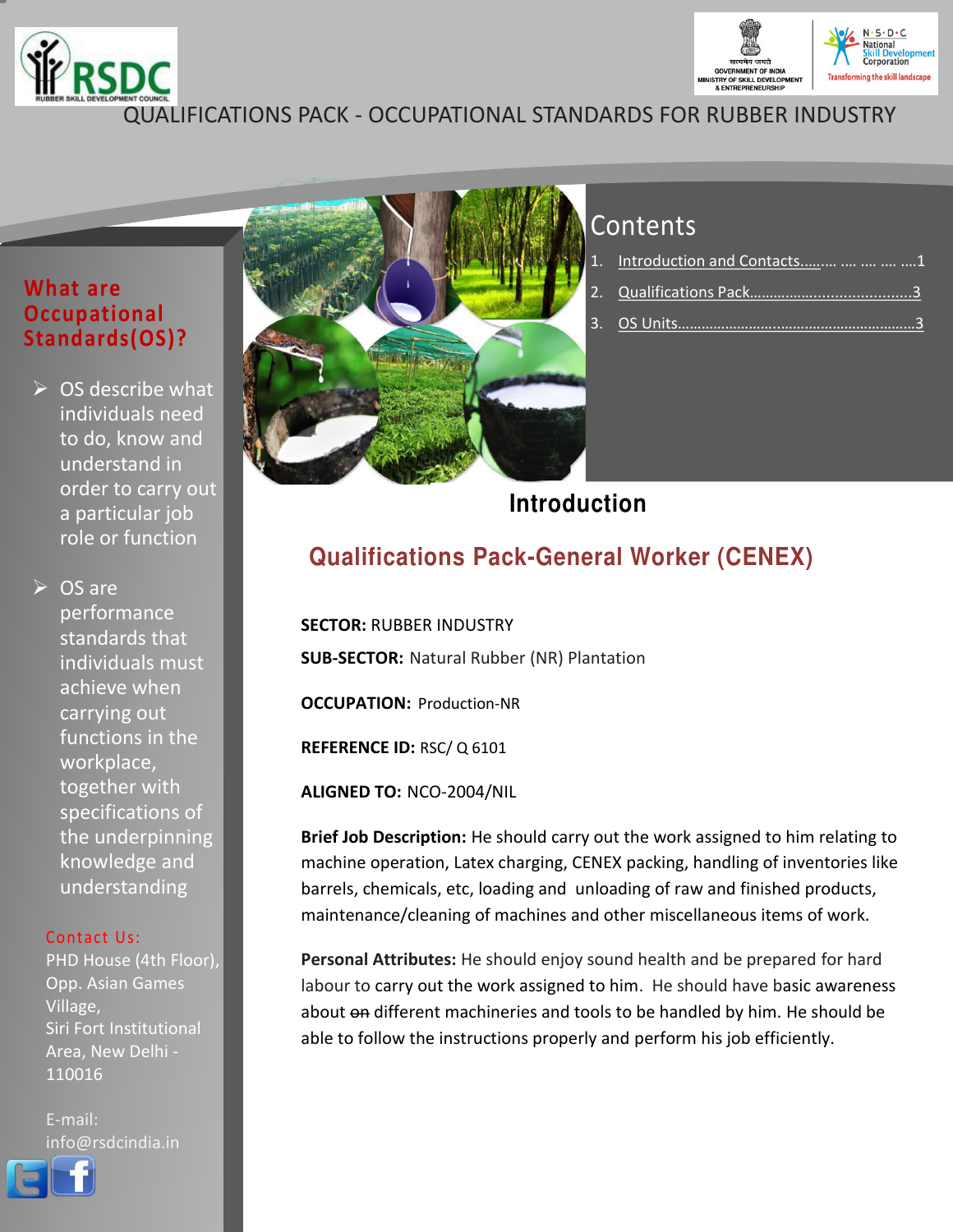QUALIFICATIONS PACK - OCCUPATIONAL STANDARDS FOR RUBBER INDUSTRY

## What are Occupational Standards(OS)?

- OS describe what individuals need to do, know and understand in order to carry out a particular job role or function
- OS are performance standards that individuals must achieve when carrying out functions in the workplace, together with specifications of the underpinning knowledge and understanding

**Contact Us:**

PHD House (4th Floor), Opp. Asian Games Village,
Siri Fort Institutional Area, New Delhi - 110016

E-mail: info@rsdcindia.in

## Contents

1. Introduction and Contacts……. …. …. …. ….1
2. Qualifications Pack……………………………….....3
3. OS Units……………………..……………………………3

# Introduction

## Qualifications Pack-General Worker (CENEX)

**SECTOR:** RUBBER INDUSTRY

**SUB-SECTOR:** Natural Rubber (NR) Plantation

**OCCUPATION:** Production-NR

**REFERENCE ID:** RSC/ Q 6101

**ALIGNED TO:** NCO-2004/NIL

**Brief Job Description:** He should carry out the work assigned to him relating to machine operation, Latex charging, CENEX packing, handling of inventories like barrels, chemicals, etc, loading and unloading of raw and finished products, maintenance/cleaning of machines and other miscellaneous items of work.

**Personal Attributes:** He should enjoy sound health and be prepared for hard labour to carry out the work assigned to him. He should have basic awareness about ~~on~~ different machineries and tools to be handled by him. He should be able to follow the instructions properly and perform his job efficiently.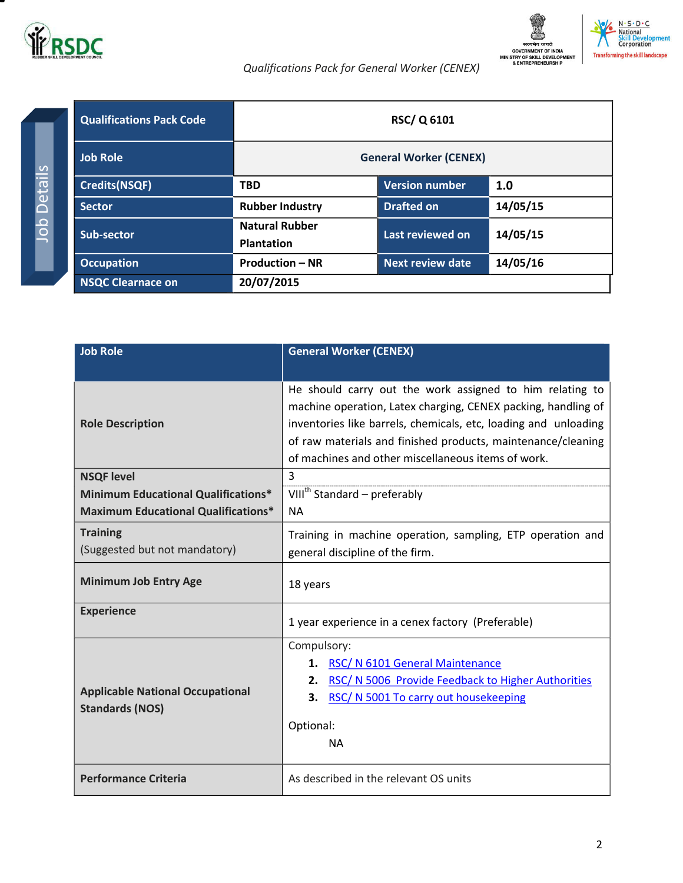Job Details

| Qualifications Pack Code | RSC/ Q 6101 | | |
|---|---|---|---|
| Job Role | General Worker (CENEX) | | |
| Credits(NSQF) | TBD | Version number | 1.0 |
| Sector | Rubber Industry | Drafted on | 14/05/15 |
| Sub-sector | Natural Rubber Plantation | Last reviewed on | 14/05/15 |
| Occupation | Production – NR | Next review date | 14/05/16 |
| NSQC Clearnace on | 20/07/2015 | | |

| Job Role | General Worker (CENEX) |
|---|---|
| Role Description | He should carry out the work assigned to him relating to machine operation, Latex charging, CENEX packing, handling of inventories like barrels, chemicals, etc, loading and unloading of raw materials and finished products, maintenance/cleaning of machines and other miscellaneous items of work. |
| NSQF level | 3 |
| Minimum Educational Qualifications* | VIII th Standard – preferably |
| Maximum Educational Qualifications* | NA |
| Training (Suggested but not mandatory) | Training in machine operation, sampling, ETP operation and general discipline of the firm. |
| Minimum Job Entry Age | 18 years |
| Experience | 1 year experience in a cenex factory (Preferable) |
| Applicable National Occupational Standards (NOS) | Compulsory: 1. RSC/ N 6101 General Maintenance 2. RSC/ N 5006 Provide Feedback to Higher Authorities 3. RSC/ N 5001 To carry out housekeeping Optional: NA |
| Performance Criteria | As described in the relevant OS units |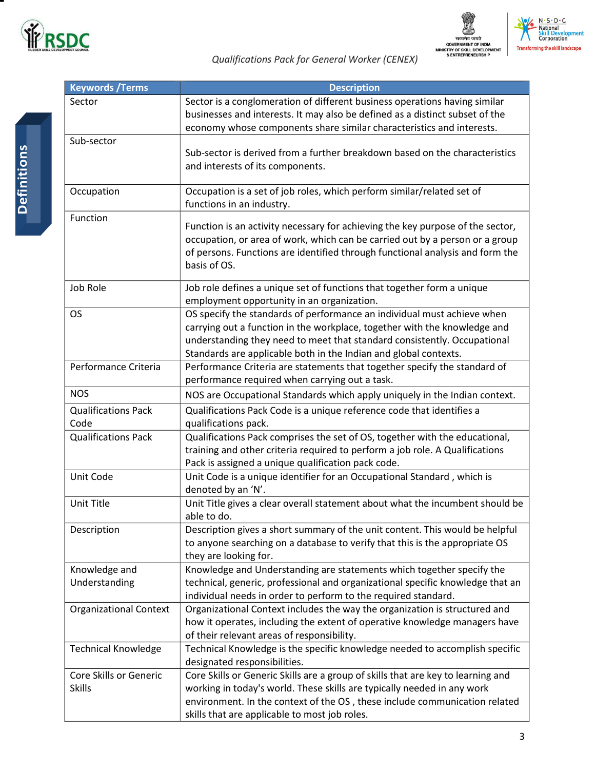## Definitions

| Keywords /Terms | Description |
|---|---|
| Sector | Sector is a conglomeration of different business operations having similar businesses and interests. It may also be defined as a distinct subset of the economy whose components share similar characteristics and interests. |
| Sub-sector | Sub-sector is derived from a further breakdown based on the characteristics and interests of its components. |
| Occupation | Occupation is a set of job roles, which perform similar/related set of functions in an industry. |
| Function | Function is an activity necessary for achieving the key purpose of the sector, occupation, or area of work, which can be carried out by a person or a group of persons. Functions are identified through functional analysis and form the basis of OS. |
| Job Role | Job role defines a unique set of functions that together form a unique employment opportunity in an organization. |
| OS | OS specify the standards of performance an individual must achieve when carrying out a function in the workplace, together with the knowledge and understanding they need to meet that standard consistently. Occupational Standards are applicable both in the Indian and global contexts. |
| Performance Criteria | Performance Criteria are statements that together specify the standard of performance required when carrying out a task. |
| NOS | NOS are Occupational Standards which apply uniquely in the Indian context. |
| Qualifications Pack Code | Qualifications Pack Code is a unique reference code that identifies a qualifications pack. |
| Qualifications Pack | Qualifications Pack comprises the set of OS, together with the educational, training and other criteria required to perform a job role. A Qualifications Pack is assigned a unique qualification pack code. |
| Unit Code | Unit Code is a unique identifier for an Occupational Standard , which is denoted by an 'N'. |
| Unit Title | Unit Title gives a clear overall statement about what the incumbent should be able to do. |
| Description | Description gives a short summary of the unit content. This would be helpful to anyone searching on a database to verify that this is the appropriate OS they are looking for. |
| Knowledge and Understanding | Knowledge and Understanding are statements which together specify the technical, generic, professional and organizational specific knowledge that an individual needs in order to perform to the required standard. |
| Organizational Context | Organizational Context includes the way the organization is structured and how it operates, including the extent of operative knowledge managers have of their relevant areas of responsibility. |
| Technical Knowledge | Technical Knowledge is the specific knowledge needed to accomplish specific designated responsibilities. |
| Core Skills or Generic Skills | Core Skills or Generic Skills are a group of skills that are key to learning and working in today's world. These skills are typically needed in any work environment. In the context of the OS , these include communication related skills that are applicable to most job roles. |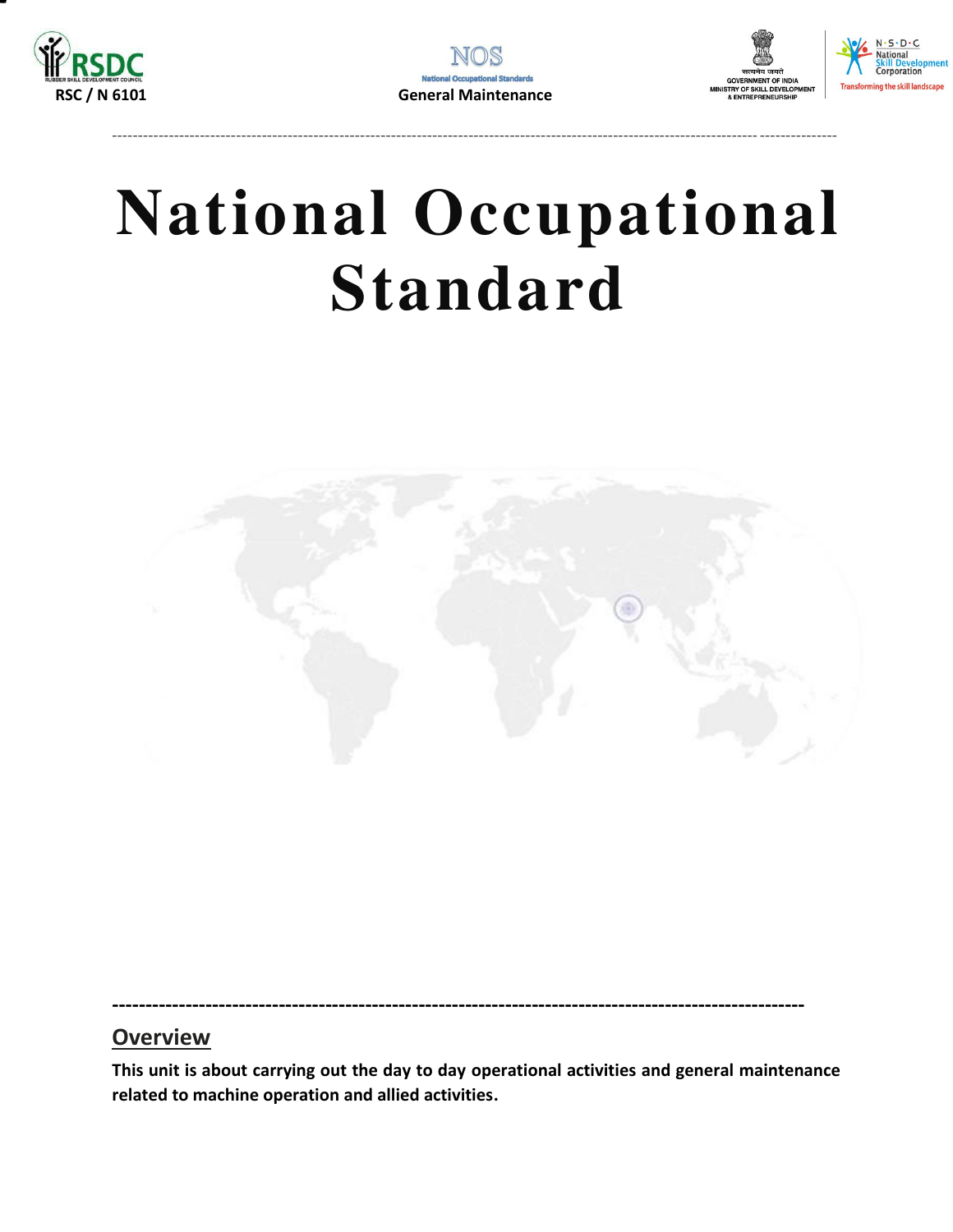# National Occupational Standard

## Overview

**This unit is about carrying out the day to day operational activities and general maintenance related to machine operation and allied activities.**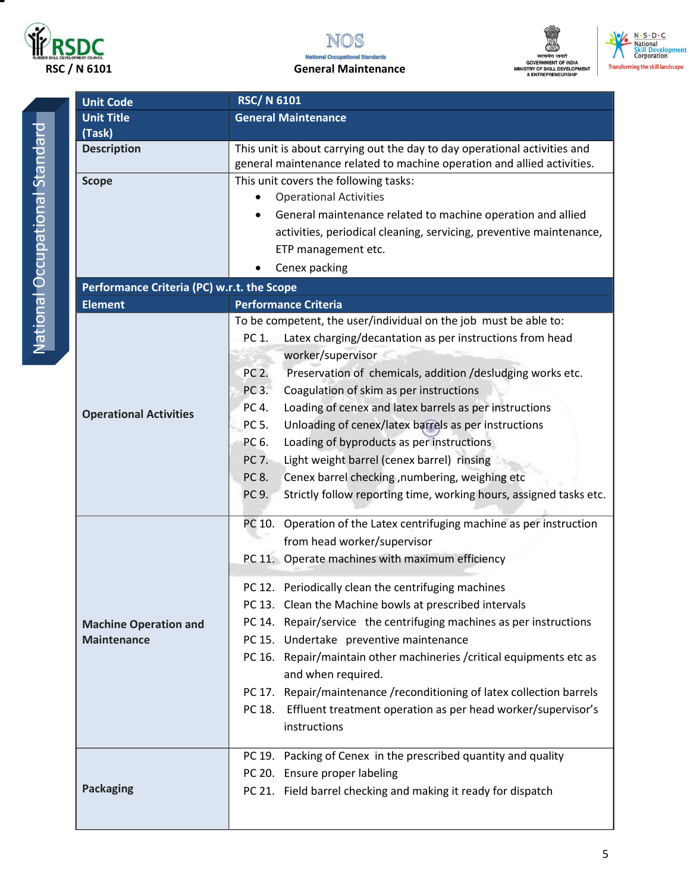| Unit Code | RSC/ N 6101 |
|---|---|
| Unit Title (Task) | General Maintenance |
| Description | This unit is about carrying out the day to day operational activities and general maintenance related to machine operation and allied activities. |
| Scope | This unit covers the following tasks:<br>• Operational Activities<br>• General maintenance related to machine operation and allied activities, periodical cleaning, servicing, preventive maintenance, ETP management etc.<br>• Cenex packing |
| **Performance Criteria (PC) w.r.t. the Scope** | |
| **Element** | **Performance Criteria** |
| **Operational Activities** | To be competent, the user/individual on the job must be able to:<br>PC 1. Latex charging/decantation as per instructions from head worker/supervisor<br>PC 2. Preservation of chemicals, addition /desludging works etc.<br>PC 3. Coagulation of skim as per instructions<br>PC 4. Loading of cenex and latex barrels as per instructions<br>PC 5. Unloading of cenex/latex barrels as per instructions<br>PC 6. Loading of byproducts as per instructions<br>PC 7. Light weight barrel (cenex barrel) rinsing<br>PC 8. Cenex barrel checking ,numbering, weighing etc<br>PC 9. Strictly follow reporting time, working hours, assigned tasks etc. |
| **Machine Operation and Maintenance** | PC 10. Operation of the Latex centrifuging machine as per instruction from head worker/supervisor<br>PC 11. Operate machines with maximum efficiency<br>PC 12. Periodically clean the centrifuging machines<br>PC 13. Clean the Machine bowls at prescribed intervals<br>PC 14. Repair/service the centrifuging machines as per instructions<br>PC 15. Undertake preventive maintenance<br>PC 16. Repair/maintain other machineries /critical equipments etc as and when required.<br>PC 17. Repair/maintenance /reconditioning of latex collection barrels<br>PC 18. Effluent treatment operation as per head worker/supervisor's instructions |
| **Packaging** | PC 19. Packing of Cenex in the prescribed quantity and quality<br>PC 20. Ensure proper labeling<br>PC 21. Field barrel checking and making it ready for dispatch |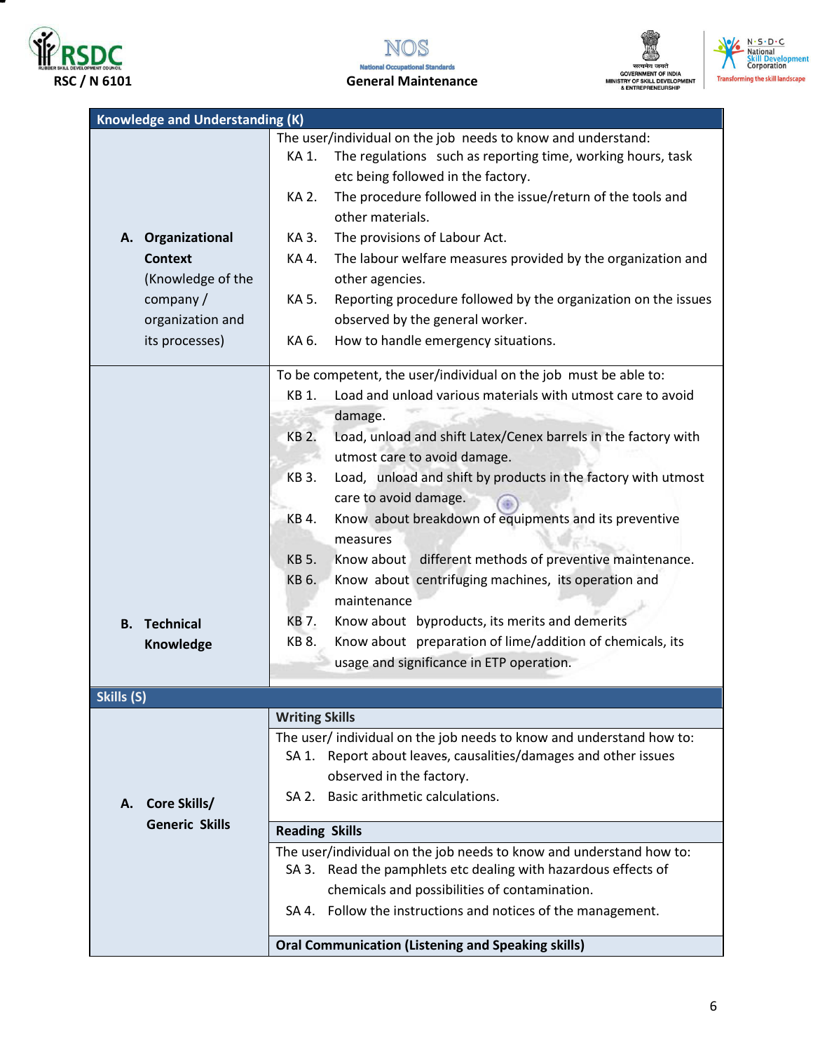| Knowledge and Understanding (K) | |
|---|---|
| **A. Organizational Context** (Knowledge of the company / organization and its processes) | The user/individual on the job needs to know and understand:<br>KA 1. The regulations such as reporting time, working hours, task etc being followed in the factory.<br>KA 2. The procedure followed in the issue/return of the tools and other materials.<br>KA 3. The provisions of Labour Act.<br>KA 4. The labour welfare measures provided by the organization and other agencies.<br>KA 5. Reporting procedure followed by the organization on the issues observed by the general worker.<br>KA 6. How to handle emergency situations. |
| **B. Technical Knowledge** | To be competent, the user/individual on the job must be able to:<br>KB 1. Load and unload various materials with utmost care to avoid damage.<br>KB 2. Load, unload and shift Latex/Cenex barrels in the factory with utmost care to avoid damage.<br>KB 3. Load, unload and shift by products in the factory with utmost care to avoid damage.<br>KB 4. Know about breakdown of equipments and its preventive measures<br>KB 5. Know about different methods of preventive maintenance.<br>KB 6. Know about centrifuging machines, its operation and maintenance<br>KB 7. Know about byproducts, its merits and demerits<br>KB 8. Know about preparation of lime/addition of chemicals, its usage and significance in ETP operation. |
| **Skills (S)** | |
| **A. Core Skills/ Generic Skills** | **Writing Skills**<br>The user/ individual on the job needs to know and understand how to:<br>SA 1. Report about leaves, causalities/damages and other issues observed in the factory.<br>SA 2. Basic arithmetic calculations.<br>**Reading Skills**<br>The user/individual on the job needs to know and understand how to:<br>SA 3. Read the pamphlets etc dealing with hazardous effects of chemicals and possibilities of contamination.<br>SA 4. Follow the instructions and notices of the management.<br>**Oral Communication (Listening and Speaking skills)** |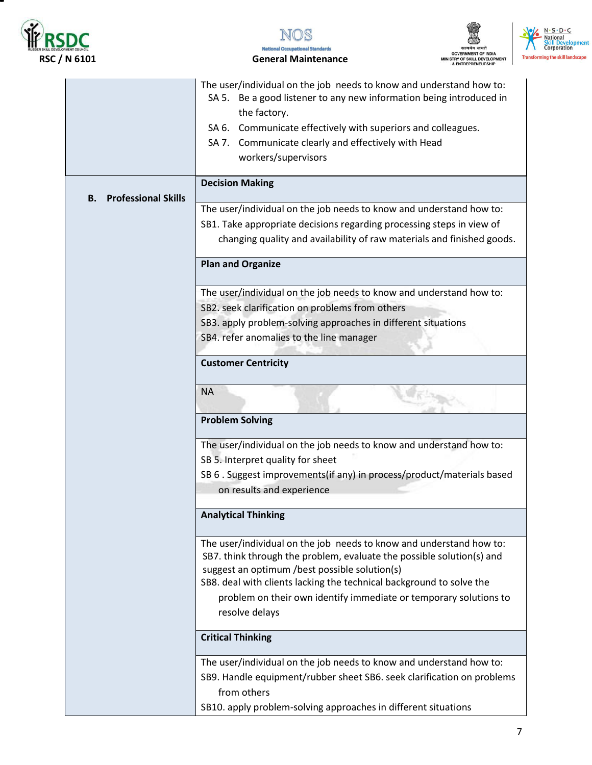| | |
|---|---|
| | The user/individual on the job needs to know and understand how to:<br>SA 5. Be a good listener to any new information being introduced in the factory.<br>SA 6. Communicate effectively with superiors and colleagues.<br>SA 7. Communicate clearly and effectively with Head workers/supervisors |
| **B. Professional Skills** | **Decision Making** |
| | The user/individual on the job needs to know and understand how to:<br>SB1. Take appropriate decisions regarding processing steps in view of changing quality and availability of raw materials and finished goods. |
| | **Plan and Organize** |
| | The user/individual on the job needs to know and understand how to:<br>SB2. seek clarification on problems from others<br>SB3. apply problem-solving approaches in different situations<br>SB4. refer anomalies to the line manager |
| | **Customer Centricity** |
| | NA |
| | **Problem Solving** |
| | The user/individual on the job needs to know and understand how to:<br>SB 5. Interpret quality for sheet<br>SB 6 . Suggest improvements(if any) in process/product/materials based on results and experience |
| | **Analytical Thinking** |
| | The user/individual on the job needs to know and understand how to:<br>SB7. think through the problem, evaluate the possible solution(s) and suggest an optimum /best possible solution(s)<br>SB8. deal with clients lacking the technical background to solve the problem on their own identify immediate or temporary solutions to resolve delays |
| | **Critical Thinking** |
| | The user/individual on the job needs to know and understand how to:<br>SB9. Handle equipment/rubber sheet SB6. seek clarification on problems from others<br>SB10. apply problem-solving approaches in different situations |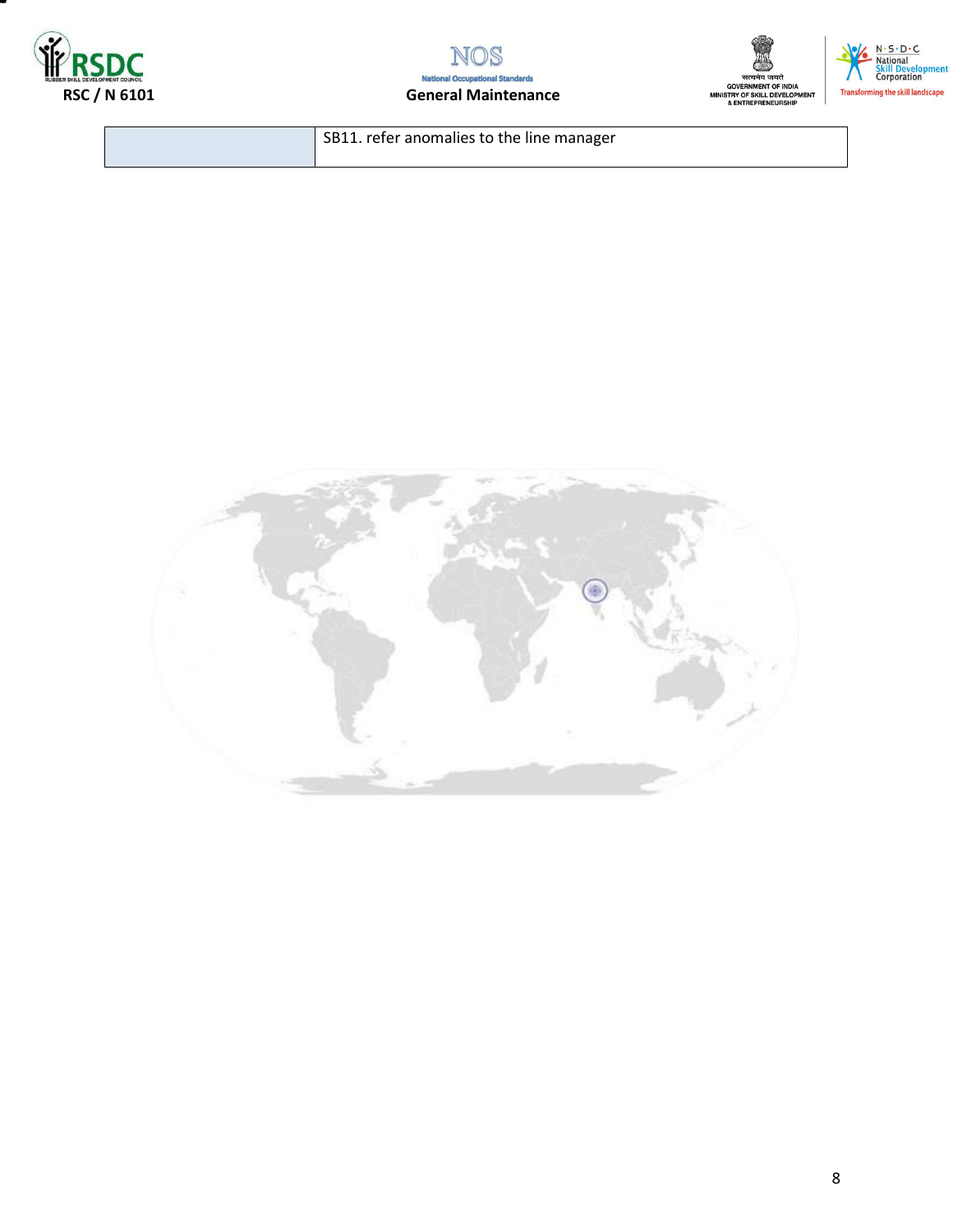| | |
|---|---|
| | SB11. refer anomalies to the line manager |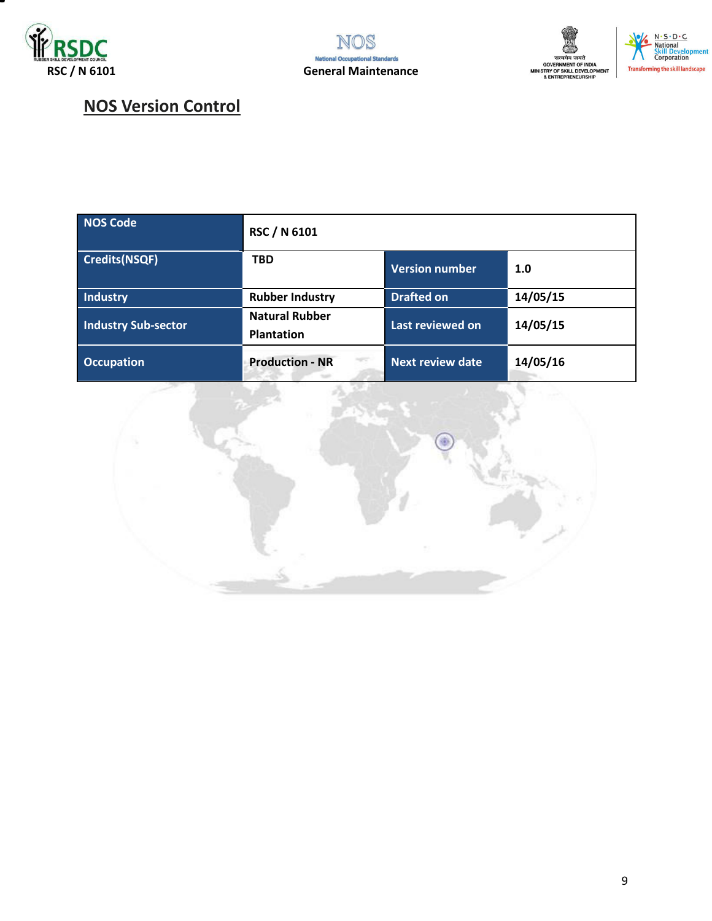## NOS Version Control

| NOS Code | RSC / N 6101 | | |
|---|---|---|---|
| Credits(NSQF) | TBD | Version number | 1.0 |
| Industry | Rubber Industry | Drafted on | 14/05/15 |
| Industry Sub-sector | Natural Rubber Plantation | Last reviewed on | 14/05/15 |
| Occupation | Production - NR | Next review date | 14/05/16 |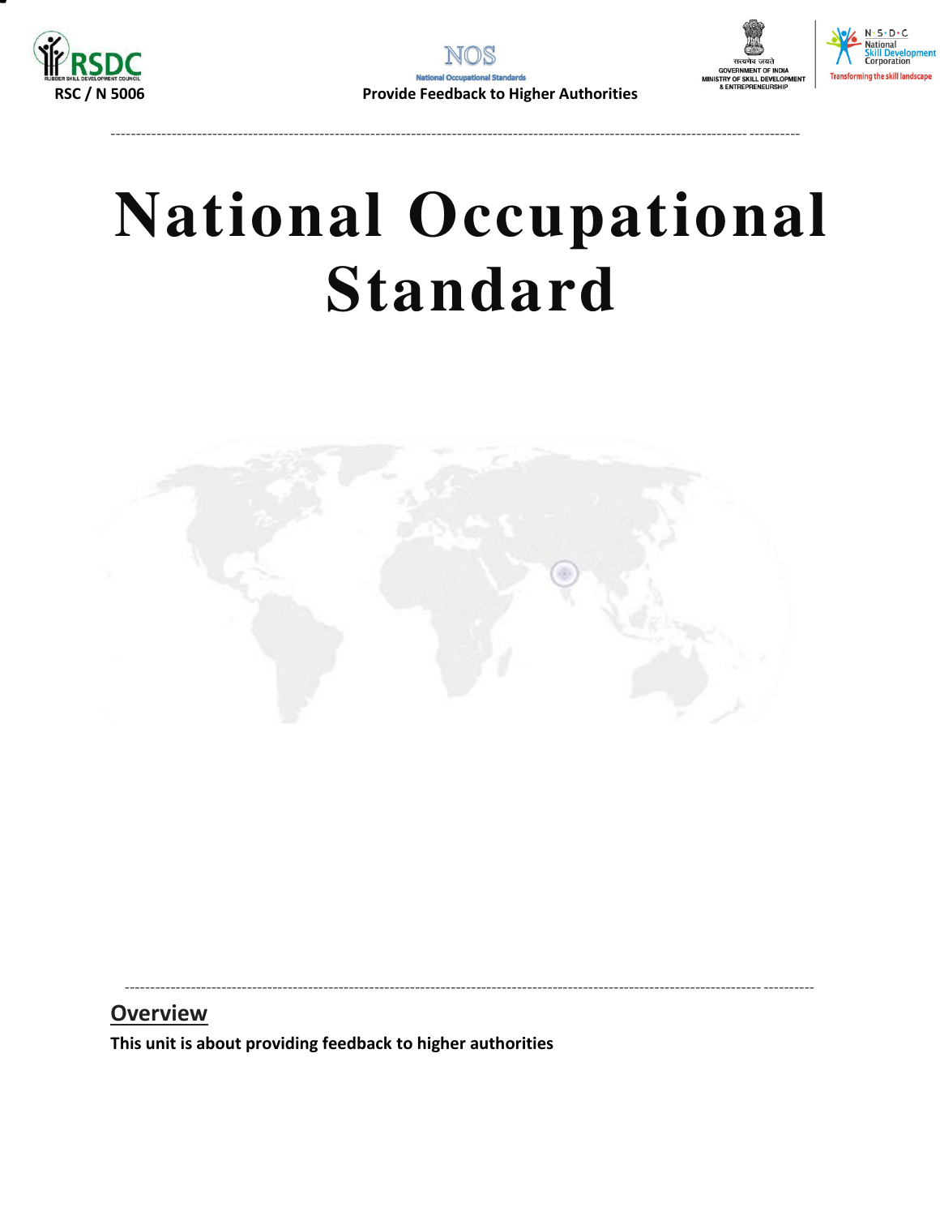# National Occupational Standard

## Overview

**This unit is about providing feedback to higher authorities**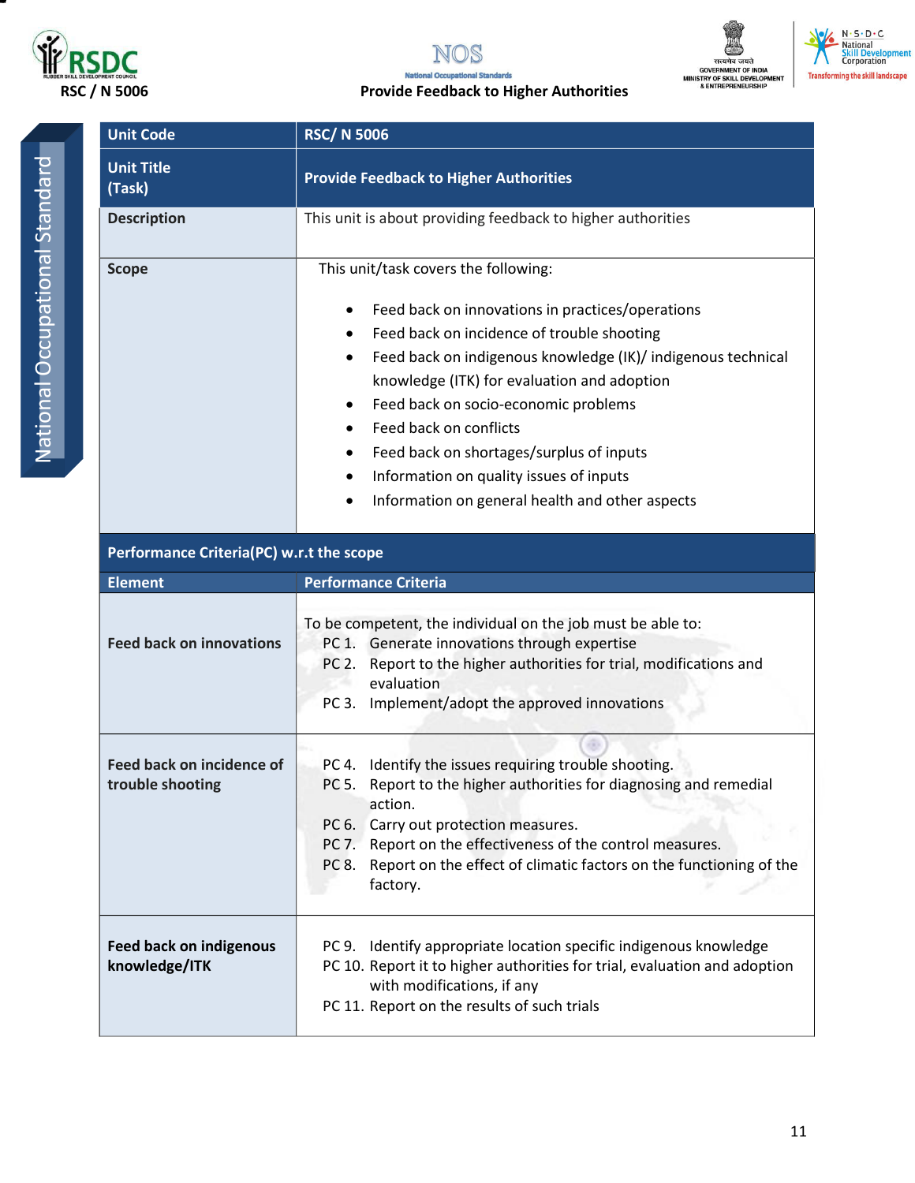| Unit Code | RSC/ N 5006 |
|---|---|
| Unit Title (Task) | Provide Feedback to Higher Authorities |
| Description | This unit is about providing feedback to higher authorities |
| Scope | This unit/task covers the following:<br><br>• Feed back on innovations in practices/operations<br>• Feed back on incidence of trouble shooting<br>• Feed back on indigenous knowledge (IK)/ indigenous technical knowledge (ITK) for evaluation and adoption<br>• Feed back on socio-economic problems<br>• Feed back on conflicts<br>• Feed back on shortages/surplus of inputs<br>• Information on quality issues of inputs<br>• Information on general health and other aspects |
| **Performance Criteria(PC) w.r.t the scope** | |
| **Element** | **Performance Criteria** |
| **Feed back on innovations** | To be competent, the individual on the job must be able to:<br>PC 1. Generate innovations through expertise<br>PC 2. Report to the higher authorities for trial, modifications and evaluation<br>PC 3. Implement/adopt the approved innovations |
| **Feed back on incidence of trouble shooting** | PC 4. Identify the issues requiring trouble shooting.<br>PC 5. Report to the higher authorities for diagnosing and remedial action.<br>PC 6. Carry out protection measures.<br>PC 7. Report on the effectiveness of the control measures.<br>PC 8. Report on the effect of climatic factors on the functioning of the factory. |
| **Feed back on indigenous knowledge/ITK** | PC 9. Identify appropriate location specific indigenous knowledge<br>PC 10. Report it to higher authorities for trial, evaluation and adoption with modifications, if any<br>PC 11. Report on the results of such trials |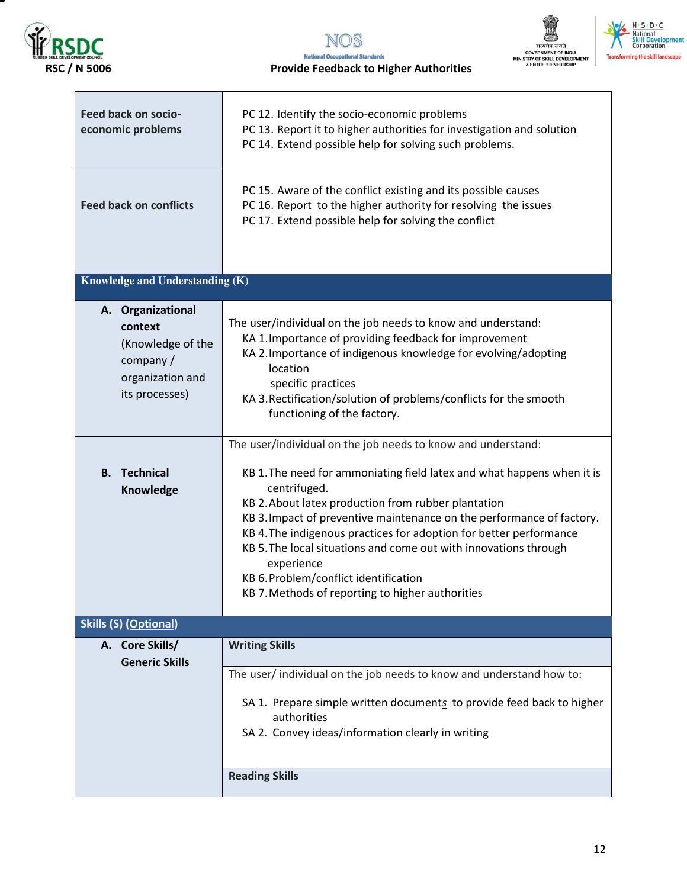| | |
|---|---|
| **Feed back on socio-economic problems** | PC 12. Identify the socio-economic problems<br>PC 13. Report it to higher authorities for investigation and solution<br>PC 14. Extend possible help for solving such problems. |
| **Feed back on conflicts** | PC 15. Aware of the conflict existing and its possible causes<br>PC 16. Report to the higher authority for resolving the issues<br>PC 17. Extend possible help for solving the conflict |
| **Knowledge and Understanding (K)** | |
| **A. Organizational context** (Knowledge of the company / organization and its processes) | The user/individual on the job needs to know and understand:<br>KA 1. Importance of providing feedback for improvement<br>KA 2. Importance of indigenous knowledge for evolving/adopting location specific practices<br>KA 3. Rectification/solution of problems/conflicts for the smooth functioning of the factory. |
| **B. Technical Knowledge** | The user/individual on the job needs to know and understand:<br>KB 1. The need for ammoniating field latex and what happens when it is centrifuged.<br>KB 2. About latex production from rubber plantation<br>KB 3. Impact of preventive maintenance on the performance of factory.<br>KB 4. The indigenous practices for adoption for better performance<br>KB 5. The local situations and come out with innovations through experience<br>KB 6. Problem/conflict identification<br>KB 7. Methods of reporting to higher authorities |
| **Skills (S) (Optional)** | |
| **A. Core Skills/ Generic Skills** | **Writing Skills** |
| | The user/ individual on the job needs to know and understand how to:<br>SA 1. Prepare simple written documents to provide feed back to higher authorities<br>SA 2. Convey ideas/information clearly in writing |
| | **Reading Skills** |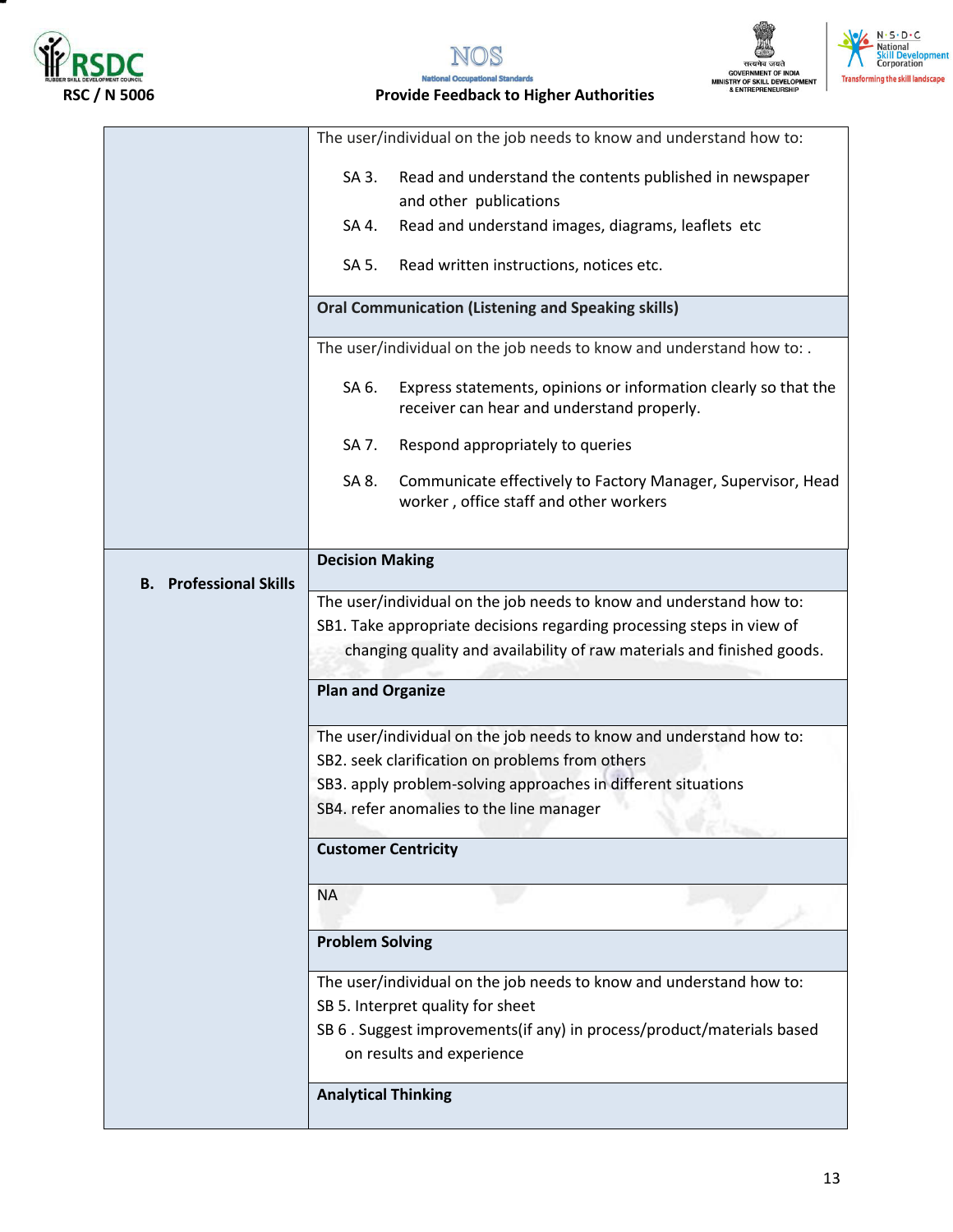| | |
|---|---|
| | The user/individual on the job needs to know and understand how to:<br><br>SA 3. Read and understand the contents published in newspaper and other publications<br>SA 4. Read and understand images, diagrams, leaflets etc<br>SA 5. Read written instructions, notices etc. |
| | **Oral Communication (Listening and Speaking skills)** |
| | The user/individual on the job needs to know and understand how to: .<br><br>SA 6. Express statements, opinions or information clearly so that the receiver can hear and understand properly.<br>SA 7. Respond appropriately to queries<br>SA 8. Communicate effectively to Factory Manager, Supervisor, Head worker , office staff and other workers |
| **B. Professional Skills** | **Decision Making** |
| | The user/individual on the job needs to know and understand how to:<br>SB1. Take appropriate decisions regarding processing steps in view of changing quality and availability of raw materials and finished goods. |
| | **Plan and Organize** |
| | The user/individual on the job needs to know and understand how to:<br>SB2. seek clarification on problems from others<br>SB3. apply problem-solving approaches in different situations<br>SB4. refer anomalies to the line manager |
| | **Customer Centricity** |
| | NA |
| | **Problem Solving** |
| | The user/individual on the job needs to know and understand how to:<br>SB 5. Interpret quality for sheet<br>SB 6 . Suggest improvements(if any) in process/product/materials based on results and experience |
| | **Analytical Thinking** |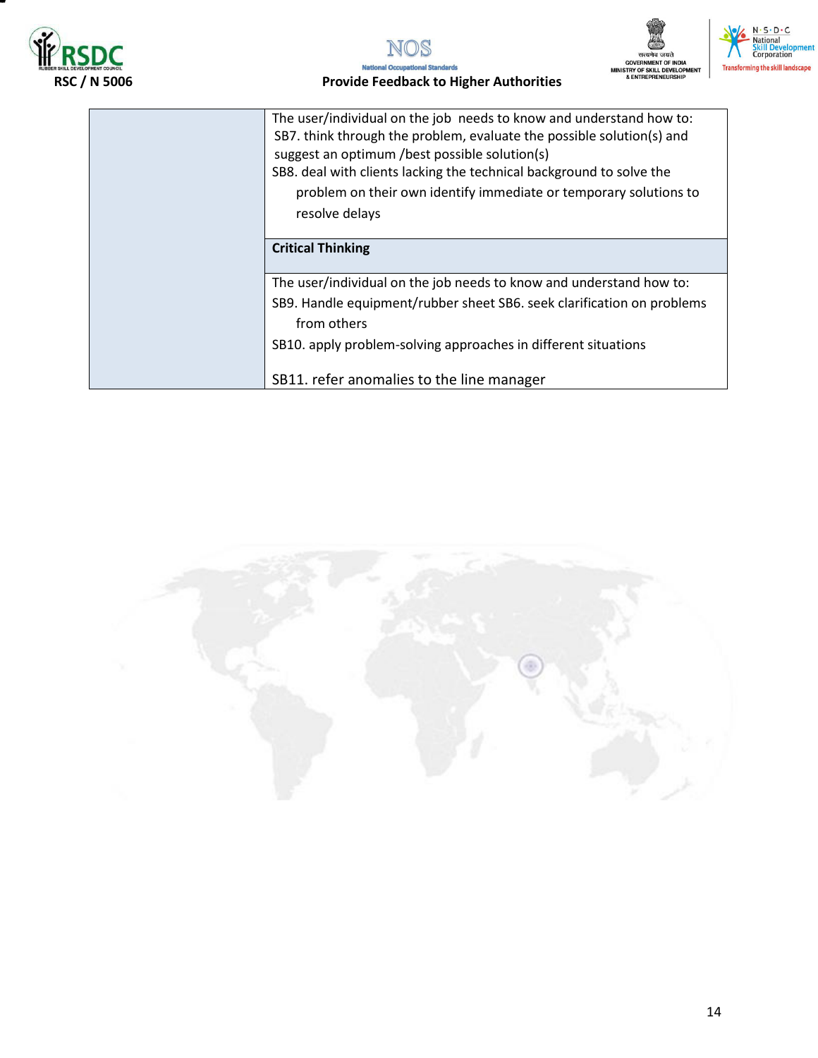| | |
|---|---|
| | The user/individual on the job needs to know and understand how to:<br>SB7. think through the problem, evaluate the possible solution(s) and suggest an optimum /best possible solution(s)<br>SB8. deal with clients lacking the technical background to solve the problem on their own identify immediate or temporary solutions to resolve delays |
| | **Critical Thinking** |
| | The user/individual on the job needs to know and understand how to:<br>SB9. Handle equipment/rubber sheet SB6. seek clarification on problems from others<br>SB10. apply problem-solving approaches in different situations<br>SB11. refer anomalies to the line manager |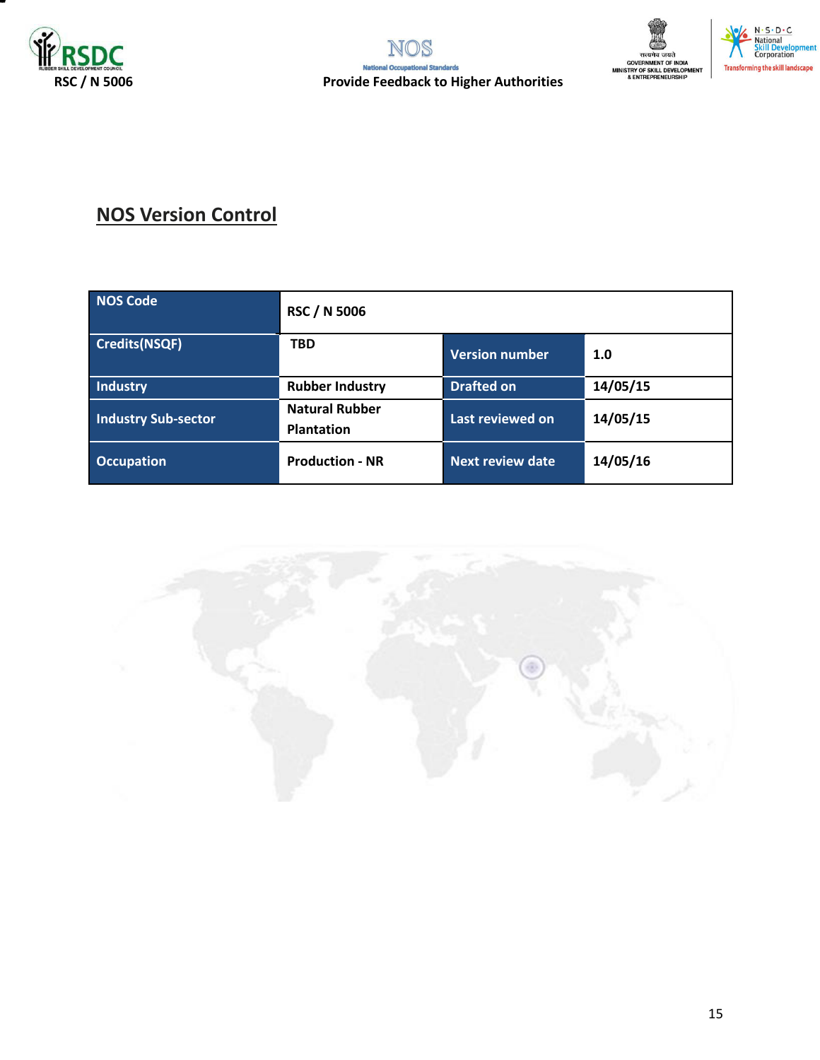## NOS Version Control

| NOS Code | RSC / N 5006 | | |
|---|---|---|---|
| Credits(NSQF) | TBD | Version number | 1.0 |
| Industry | Rubber Industry | Drafted on | 14/05/15 |
| Industry Sub-sector | Natural Rubber Plantation | Last reviewed on | 14/05/15 |
| Occupation | Production - NR | Next review date | 14/05/16 |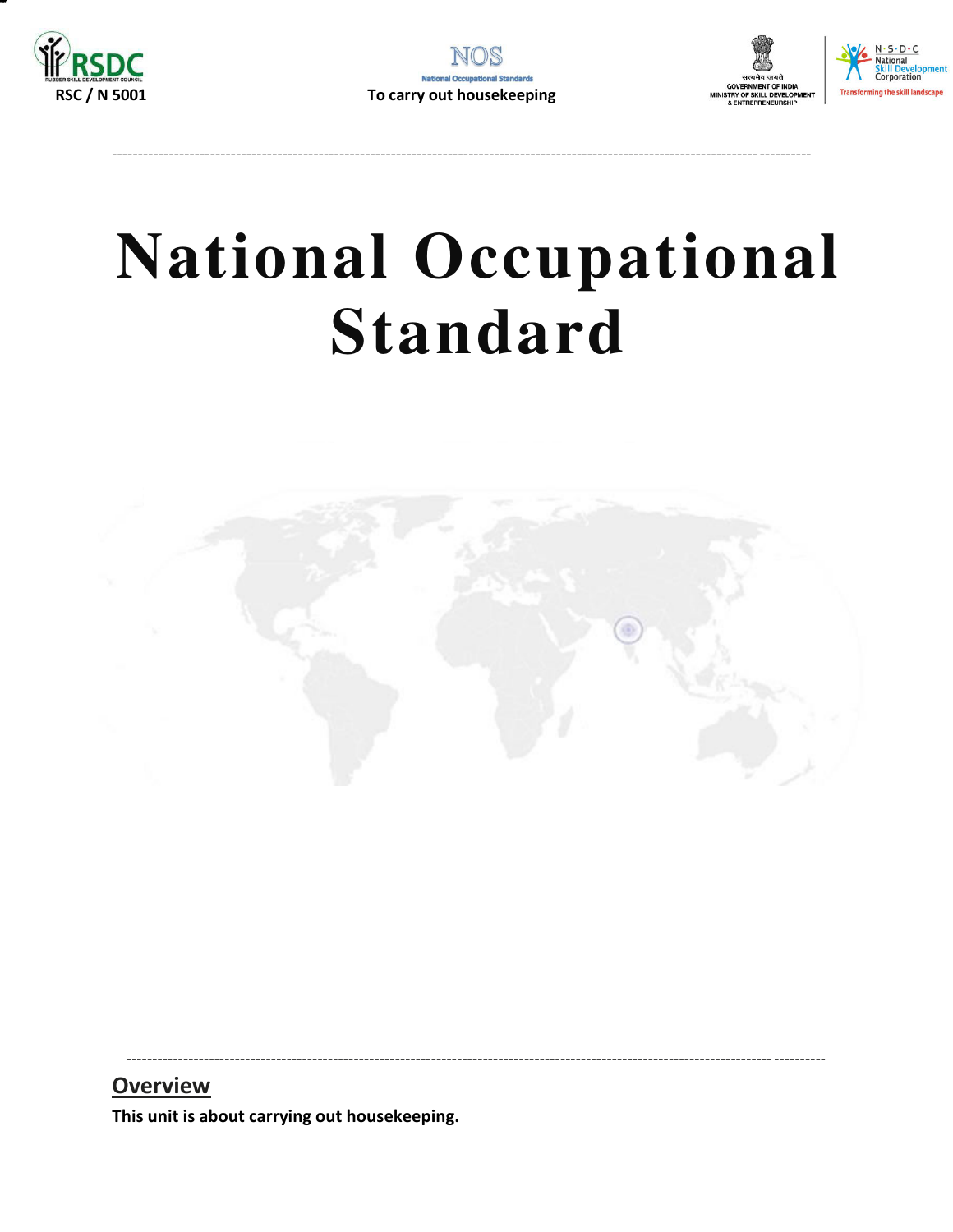# National Occupational Standard

## Overview

**This unit is about carrying out housekeeping.**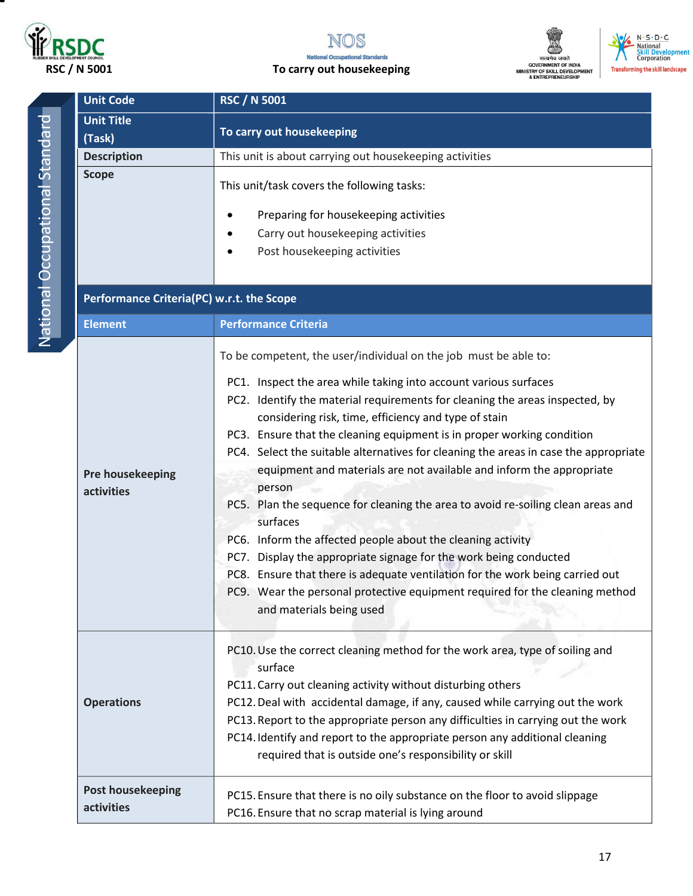| Unit Code | RSC / N 5001 |
|---|---|
| Unit Title (Task) | To carry out housekeeping |
| Description | This unit is about carrying out housekeeping activities |
| Scope | This unit/task covers the following tasks:<br>• Preparing for housekeeping activities<br>• Carry out housekeeping activities<br>• Post housekeeping activities |

**Performance Criteria(PC) w.r.t. the Scope**

| Element | Performance Criteria |
|---|---|
| Pre housekeeping activities | To be competent, the user/individual on the job must be able to:<br>PC1. Inspect the area while taking into account various surfaces<br>PC2. Identify the material requirements for cleaning the areas inspected, by considering risk, time, efficiency and type of stain<br>PC3. Ensure that the cleaning equipment is in proper working condition<br>PC4. Select the suitable alternatives for cleaning the areas in case the appropriate equipment and materials are not available and inform the appropriate person<br>PC5. Plan the sequence for cleaning the area to avoid re-soiling clean areas and surfaces<br>PC6. Inform the affected people about the cleaning activity<br>PC7. Display the appropriate signage for the work being conducted<br>PC8. Ensure that there is adequate ventilation for the work being carried out<br>PC9. Wear the personal protective equipment required for the cleaning method and materials being used |
| Operations | PC10. Use the correct cleaning method for the work area, type of soiling and surface<br>PC11. Carry out cleaning activity without disturbing others<br>PC12. Deal with accidental damage, if any, caused while carrying out the work<br>PC13. Report to the appropriate person any difficulties in carrying out the work<br>PC14. Identify and report to the appropriate person any additional cleaning required that is outside one's responsibility or skill |
| Post housekeeping activities | PC15. Ensure that there is no oily substance on the floor to avoid slippage<br>PC16. Ensure that no scrap material is lying around |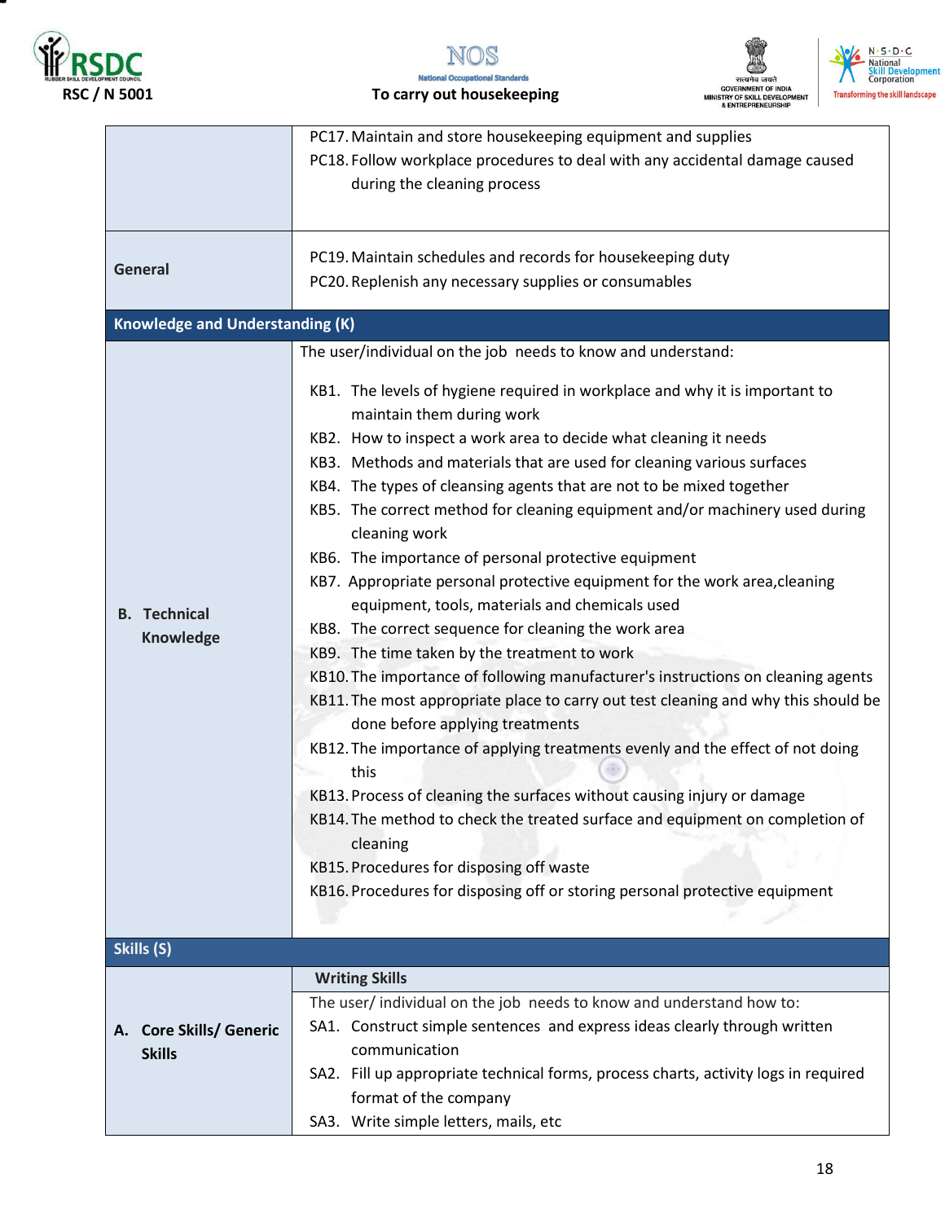| | |
|---|---|
| | PC17. Maintain and store housekeeping equipment and supplies<br>PC18. Follow workplace procedures to deal with any accidental damage caused during the cleaning process |
| **General** | PC19. Maintain schedules and records for housekeeping duty<br>PC20. Replenish any necessary supplies or consumables |
| **Knowledge and Understanding (K)** | |
| **B. Technical Knowledge** | The user/individual on the job needs to know and understand:<br>KB1. The levels of hygiene required in workplace and why it is important to maintain them during work<br>KB2. How to inspect a work area to decide what cleaning it needs<br>KB3. Methods and materials that are used for cleaning various surfaces<br>KB4. The types of cleansing agents that are not to be mixed together<br>KB5. The correct method for cleaning equipment and/or machinery used during cleaning work<br>KB6. The importance of personal protective equipment<br>KB7. Appropriate personal protective equipment for the work area,cleaning equipment, tools, materials and chemicals used<br>KB8. The correct sequence for cleaning the work area<br>KB9. The time taken by the treatment to work<br>KB10. The importance of following manufacturer's instructions on cleaning agents<br>KB11. The most appropriate place to carry out test cleaning and why this should be done before applying treatments<br>KB12. The importance of applying treatments evenly and the effect of not doing this<br>KB13. Process of cleaning the surfaces without causing injury or damage<br>KB14. The method to check the treated surface and equipment on completion of cleaning<br>KB15. Procedures for disposing off waste<br>KB16. Procedures for disposing off or storing personal protective equipment |
| **Skills (S)** | |
| **A. Core Skills/ Generic Skills** | **Writing Skills**<br>The user/ individual on the job needs to know and understand how to:<br>SA1. Construct simple sentences and express ideas clearly through written communication<br>SA2. Fill up appropriate technical forms, process charts, activity logs in required format of the company<br>SA3. Write simple letters, mails, etc |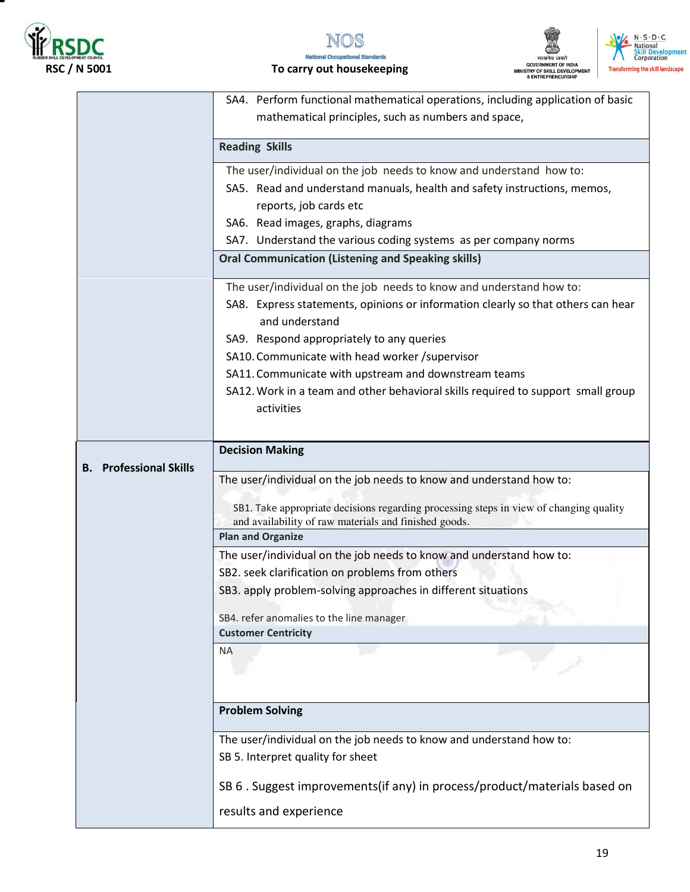| | |
|---|---|
| | SA4. Perform functional mathematical operations, including application of basic mathematical principles, such as numbers and space, |
| | **Reading Skills** |
| | The user/individual on the job needs to know and understand how to:<br>SA5. Read and understand manuals, health and safety instructions, memos, reports, job cards etc<br>SA6. Read images, graphs, diagrams<br>SA7. Understand the various coding systems as per company norms |
| | **Oral Communication (Listening and Speaking skills)** |
| | The user/individual on the job needs to know and understand how to:<br>SA8. Express statements, opinions or information clearly so that others can hear and understand<br>SA9. Respond appropriately to any queries<br>SA10. Communicate with head worker /supervisor<br>SA11. Communicate with upstream and downstream teams<br>SA12. Work in a team and other behavioral skills required to support small group activities |
| **B. Professional Skills** | **Decision Making** |
| | The user/individual on the job needs to know and understand how to:<br>SB1. Take appropriate decisions regarding processing steps in view of changing quality and availability of raw materials and finished goods. |
| | **Plan and Organize** |
| | The user/individual on the job needs to know and understand how to:<br>SB2. seek clarification on problems from others<br>SB3. apply problem-solving approaches in different situations<br>SB4. refer anomalies to the line manager |
| | **Customer Centricity** |
| | NA |
| | **Problem Solving** |
| | The user/individual on the job needs to know and understand how to:<br>SB 5. Interpret quality for sheet<br>SB 6 . Suggest improvements(if any) in process/product/materials based on results and experience |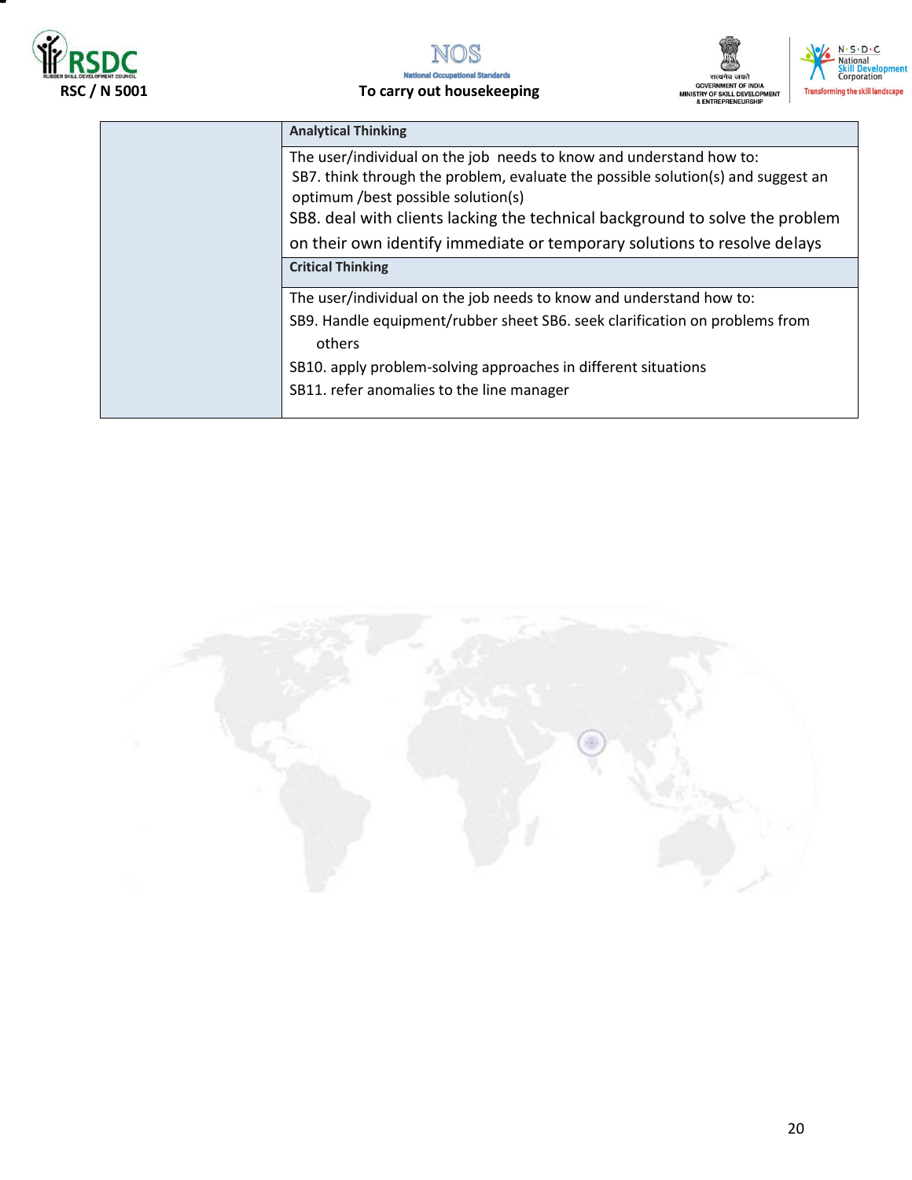| | |
|---|---|
| | **Analytical Thinking** |
| | The user/individual on the job needs to know and understand how to:<br>SB7. think through the problem, evaluate the possible solution(s) and suggest an optimum /best possible solution(s)<br>SB8. deal with clients lacking the technical background to solve the problem on their own identify immediate or temporary solutions to resolve delays |
| | **Critical Thinking** |
| | The user/individual on the job needs to know and understand how to:<br>SB9. Handle equipment/rubber sheet SB6. seek clarification on problems from others<br>SB10. apply problem-solving approaches in different situations<br>SB11. refer anomalies to the line manager |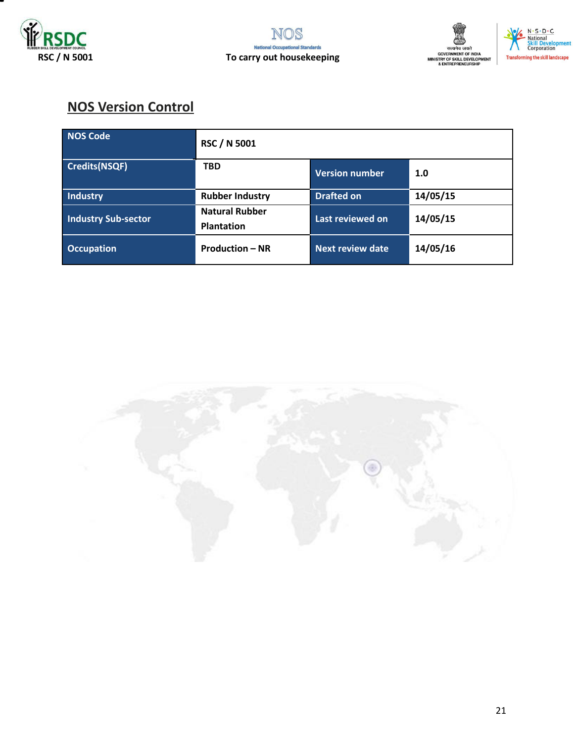## NOS Version Control

| NOS Code | RSC / N 5001 | | |
|---|---|---|---|
| Credits(NSQF) | TBD | Version number | 1.0 |
| Industry | Rubber Industry | Drafted on | 14/05/15 |
| Industry Sub-sector | Natural Rubber Plantation | Last reviewed on | 14/05/15 |
| Occupation | Production – NR | Next review date | 14/05/16 |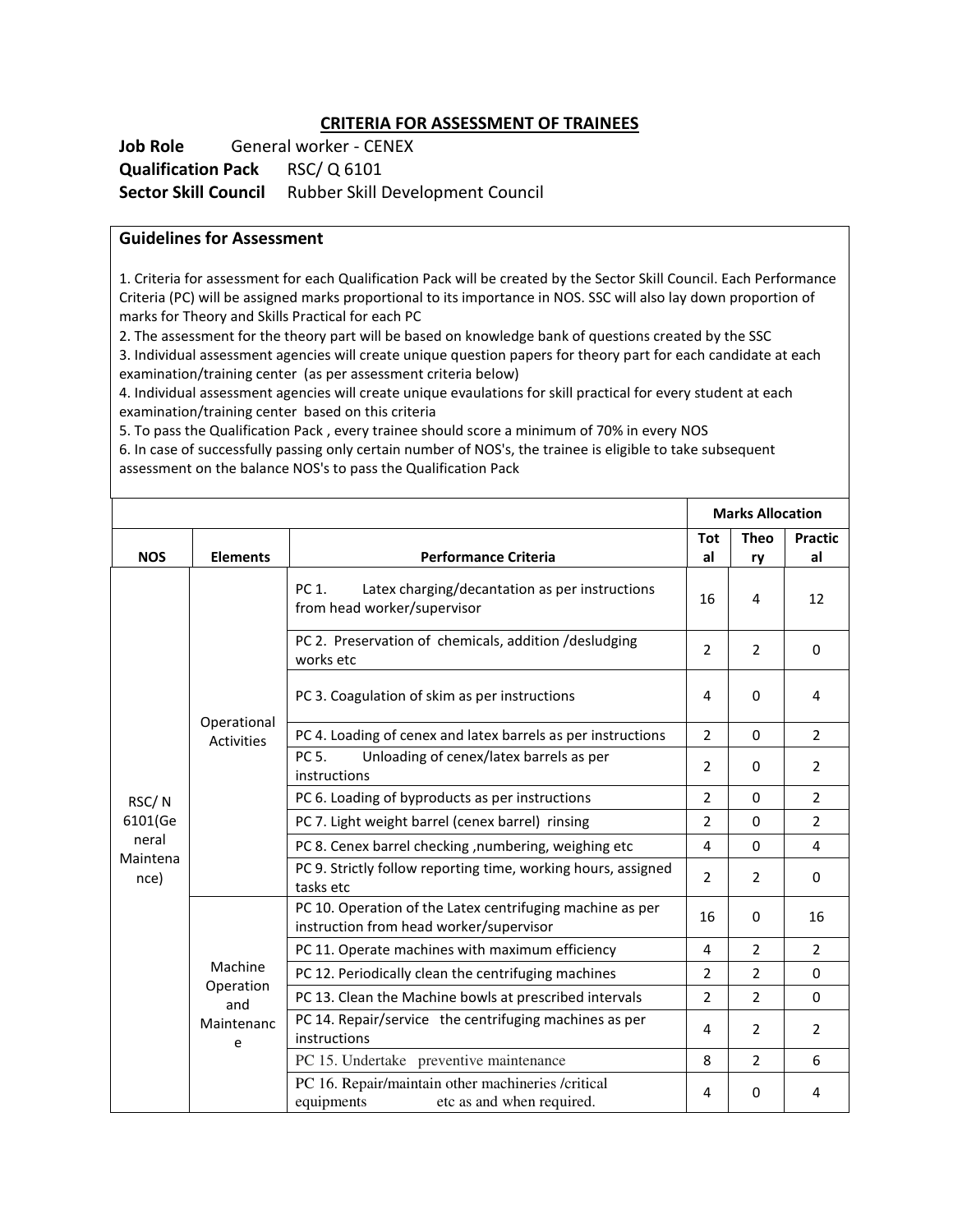## CRITERIA FOR ASSESSMENT OF TRAINEES

**Job Role** General worker - CENEX

**Qualification Pack** RSC/ Q 6101

**Sector Skill Council** Rubber Skill Development Council

### Guidelines for Assessment

1. Criteria for assessment for each Qualification Pack will be created by the Sector Skill Council. Each Performance Criteria (PC) will be assigned marks proportional to its importance in NOS. SSC will also lay down proportion of marks for Theory and Skills Practical for each PC
2. The assessment for the theory part will be based on knowledge bank of questions created by the SSC
3. Individual assessment agencies will create unique question papers for theory part for each candidate at each examination/training center (as per assessment criteria below)
4. Individual assessment agencies will create unique evaulations for skill practical for every student at each examination/training center based on this criteria
5. To pass the Qualification Pack , every trainee should score a minimum of 70% in every NOS
6. In case of successfully passing only certain number of NOS's, the trainee is eligible to take subsequent assessment on the balance NOS's to pass the Qualification Pack

| | | | Marks Allocation | | |
|---|---|---|---|---|---|
| **NOS** | **Elements** | **Performance Criteria** | **Total** | **Theory** | **Practical** |
| RSC/ N 6101(General Maintenance) | Operational Activities | PC 1. Latex charging/decantation as per instructions from head worker/supervisor | 16 | 4 | 12 |
| | | PC 2. Preservation of chemicals, addition /desludging works etc | 2 | 2 | 0 |
| | | PC 3. Coagulation of skim as per instructions | 4 | 0 | 4 |
| | | PC 4. Loading of cenex and latex barrels as per instructions | 2 | 0 | 2 |
| | | PC 5. Unloading of cenex/latex barrels as per instructions | 2 | 0 | 2 |
| | | PC 6. Loading of byproducts as per instructions | 2 | 0 | 2 |
| | | PC 7. Light weight barrel (cenex barrel) rinsing | 2 | 0 | 2 |
| | | PC 8. Cenex barrel checking ,numbering, weighing etc | 4 | 0 | 4 |
| | | PC 9. Strictly follow reporting time, working hours, assigned tasks etc | 2 | 2 | 0 |
| | Machine Operation and Maintenance | PC 10. Operation of the Latex centrifuging machine as per instruction from head worker/supervisor | 16 | 0 | 16 |
| | | PC 11. Operate machines with maximum efficiency | 4 | 2 | 2 |
| | | PC 12. Periodically clean the centrifuging machines | 2 | 2 | 0 |
| | | PC 13. Clean the Machine bowls at prescribed intervals | 2 | 2 | 0 |
| | | PC 14. Repair/service the centrifuging machines as per instructions | 4 | 2 | 2 |
| | | PC 15. Undertake preventive maintenance | 8 | 2 | 6 |
| | | PC 16. Repair/maintain other machineries /critical equipments etc as and when required. | 4 | 0 | 4 |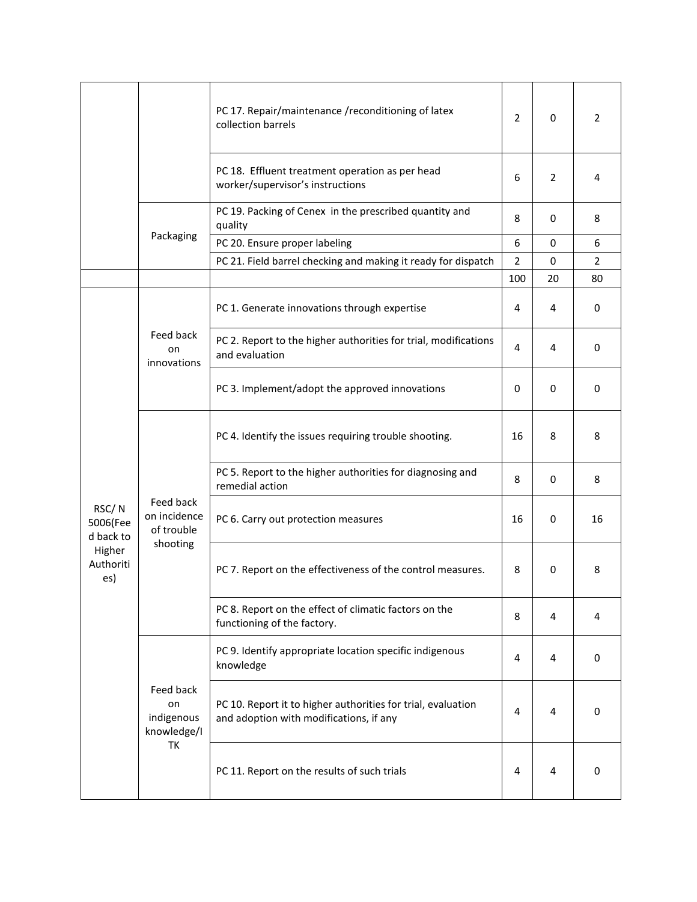| | | | | | |
|---|---|---|---|---|---|
| | | PC 17. Repair/maintenance /reconditioning of latex collection barrels | 2 | 0 | 2 |
| | | PC 18. Effluent treatment operation as per head worker/supervisor's instructions | 6 | 2 | 4 |
| | Packaging | PC 19. Packing of Cenex in the prescribed quantity and quality | 8 | 0 | 8 |
| | | PC 20. Ensure proper labeling | 6 | 0 | 6 |
| | | PC 21. Field barrel checking and making it ready for dispatch | 2 | 0 | 2 |
| | | | 100 | 20 | 80 |
| RSC/ N 5006(Feed back to Higher Authorities) | Feed back on innovations | PC 1. Generate innovations through expertise | 4 | 4 | 0 |
| | | PC 2. Report to the higher authorities for trial, modifications and evaluation | 4 | 4 | 0 |
| | | PC 3. Implement/adopt the approved innovations | 0 | 0 | 0 |
| | Feed back on incidence of trouble shooting | PC 4. Identify the issues requiring trouble shooting. | 16 | 8 | 8 |
| | | PC 5. Report to the higher authorities for diagnosing and remedial action | 8 | 0 | 8 |
| | | PC 6. Carry out protection measures | 16 | 0 | 16 |
| | | PC 7. Report on the effectiveness of the control measures. | 8 | 0 | 8 |
| | | PC 8. Report on the effect of climatic factors on the functioning of the factory. | 8 | 4 | 4 |
| | Feed back on indigenous knowledge/ITK | PC 9. Identify appropriate location specific indigenous knowledge | 4 | 4 | 0 |
| | | PC 10. Report it to higher authorities for trial, evaluation and adoption with modifications, if any | 4 | 4 | 0 |
| | | PC 11. Report on the results of such trials | 4 | 4 | 0 |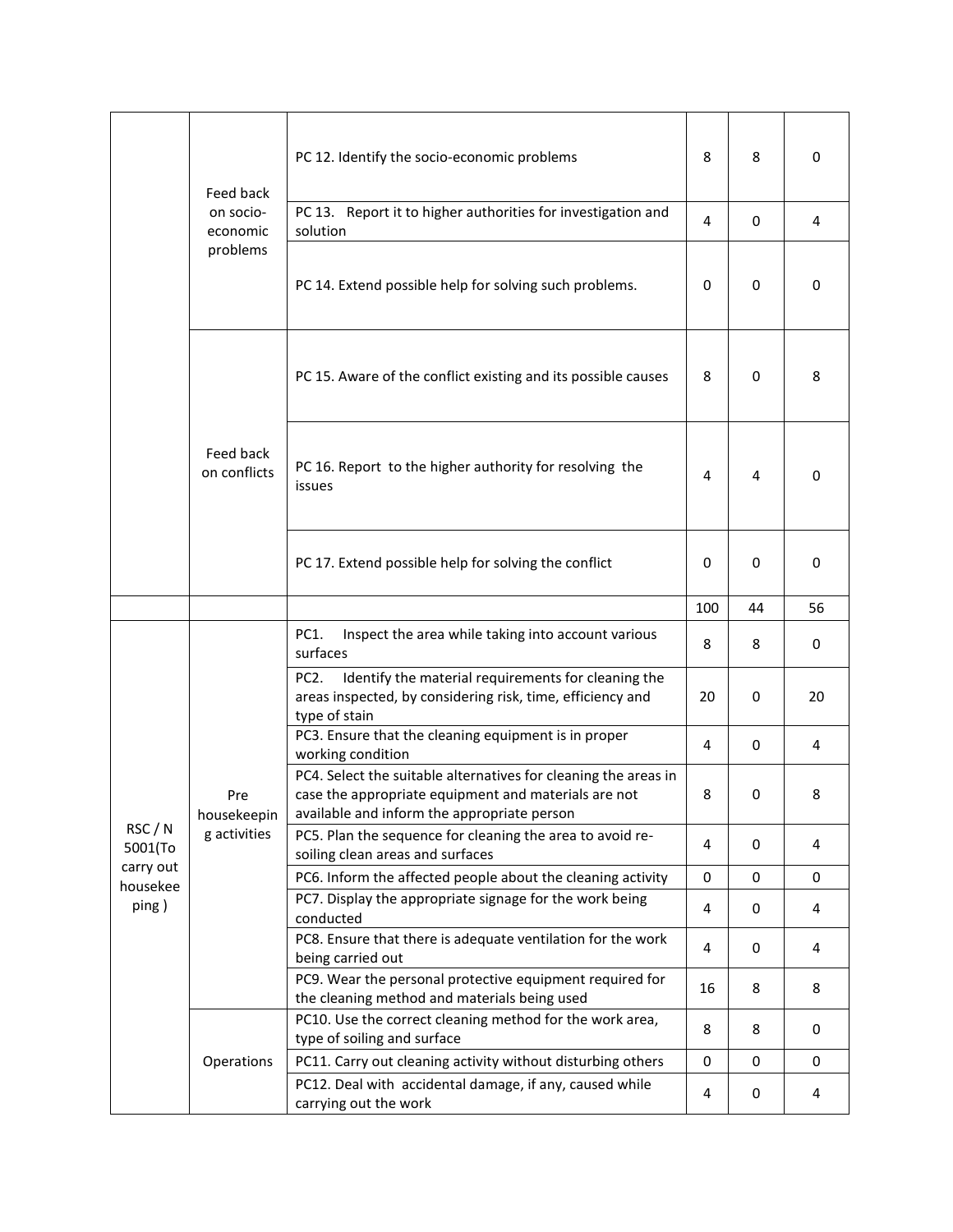| | | | | | |
|---|---|---|---|---|---|
| | Feed back on socio-economic problems | PC 12. Identify the socio-economic problems | 8 | 8 | 0 |
| | | PC 13. Report it to higher authorities for investigation and solution | 4 | 0 | 4 |
| | | PC 14. Extend possible help for solving such problems. | 0 | 0 | 0 |
| | Feed back on conflicts | PC 15. Aware of the conflict existing and its possible causes | 8 | 0 | 8 |
| | | PC 16. Report to the higher authority for resolving the issues | 4 | 4 | 0 |
| | | PC 17. Extend possible help for solving the conflict | 0 | 0 | 0 |
| | | | 100 | 44 | 56 |
| RSC / N 5001(To carry out housekeeping ) | Pre housekeeping activities | PC1. Inspect the area while taking into account various surfaces | 8 | 8 | 0 |
| | | PC2. Identify the material requirements for cleaning the areas inspected, by considering risk, time, efficiency and type of stain | 20 | 0 | 20 |
| | | PC3. Ensure that the cleaning equipment is in proper working condition | 4 | 0 | 4 |
| | | PC4. Select the suitable alternatives for cleaning the areas in case the appropriate equipment and materials are not available and inform the appropriate person | 8 | 0 | 8 |
| | | PC5. Plan the sequence for cleaning the area to avoid re-soiling clean areas and surfaces | 4 | 0 | 4 |
| | | PC6. Inform the affected people about the cleaning activity | 0 | 0 | 0 |
| | | PC7. Display the appropriate signage for the work being conducted | 4 | 0 | 4 |
| | | PC8. Ensure that there is adequate ventilation for the work being carried out | 4 | 0 | 4 |
| | | PC9. Wear the personal protective equipment required for the cleaning method and materials being used | 16 | 8 | 8 |
| | Operations | PC10. Use the correct cleaning method for the work area, type of soiling and surface | 8 | 8 | 0 |
| | | PC11. Carry out cleaning activity without disturbing others | 0 | 0 | 0 |
| | | PC12. Deal with accidental damage, if any, caused while carrying out the work | 4 | 0 | 4 |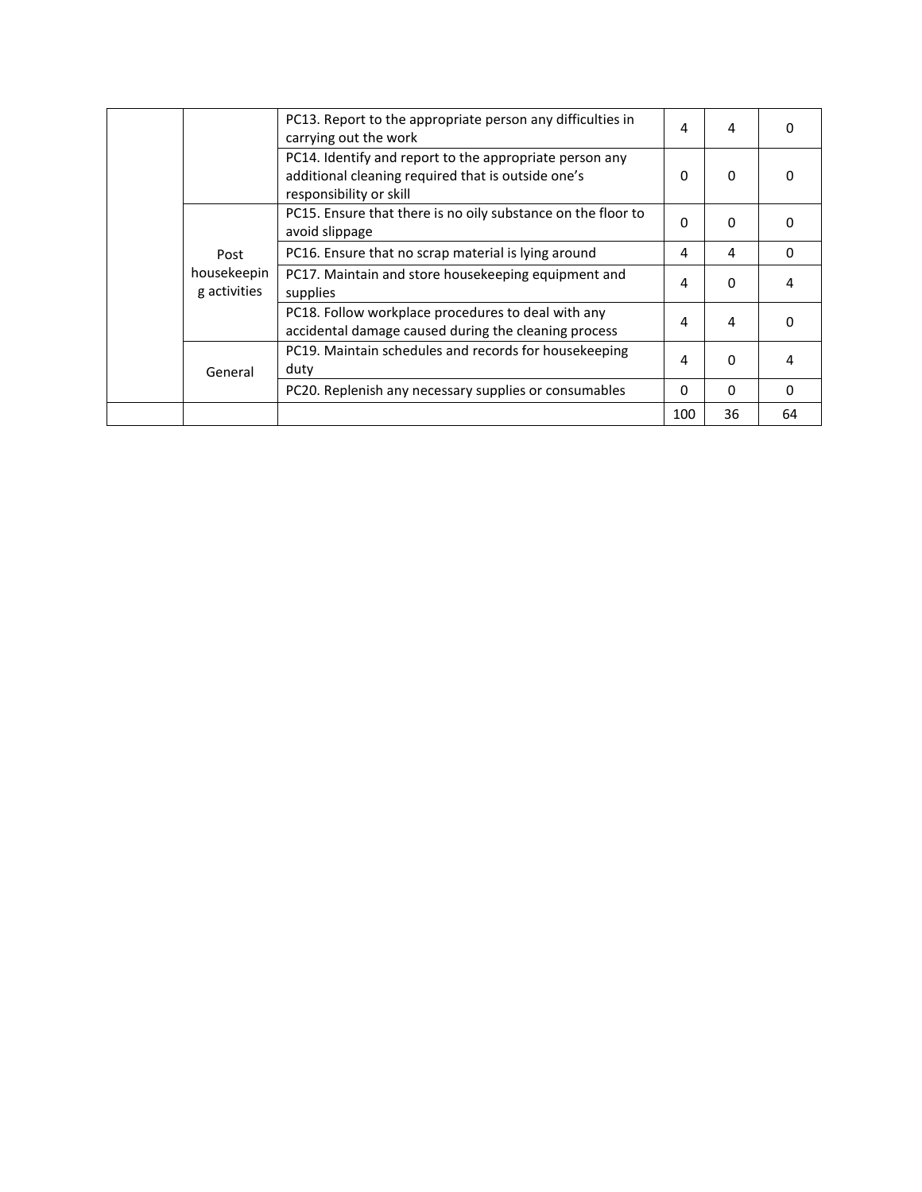| | | | | | |
|---|---|---|---|---|---|
| | | PC13. Report to the appropriate person any difficulties in carrying out the work | 4 | 4 | 0 |
| | | PC14. Identify and report to the appropriate person any additional cleaning required that is outside one's responsibility or skill | 0 | 0 | 0 |
| | Post housekeeping activities | PC15. Ensure that there is no oily substance on the floor to avoid slippage | 0 | 0 | 0 |
| | | PC16. Ensure that no scrap material is lying around | 4 | 4 | 0 |
| | | PC17. Maintain and store housekeeping equipment and supplies | 4 | 0 | 4 |
| | | PC18. Follow workplace procedures to deal with any accidental damage caused during the cleaning process | 4 | 4 | 0 |
| | General | PC19. Maintain schedules and records for housekeeping duty | 4 | 0 | 4 |
| | | PC20. Replenish any necessary supplies or consumables | 0 | 0 | 0 |
| | | | 100 | 36 | 64 |